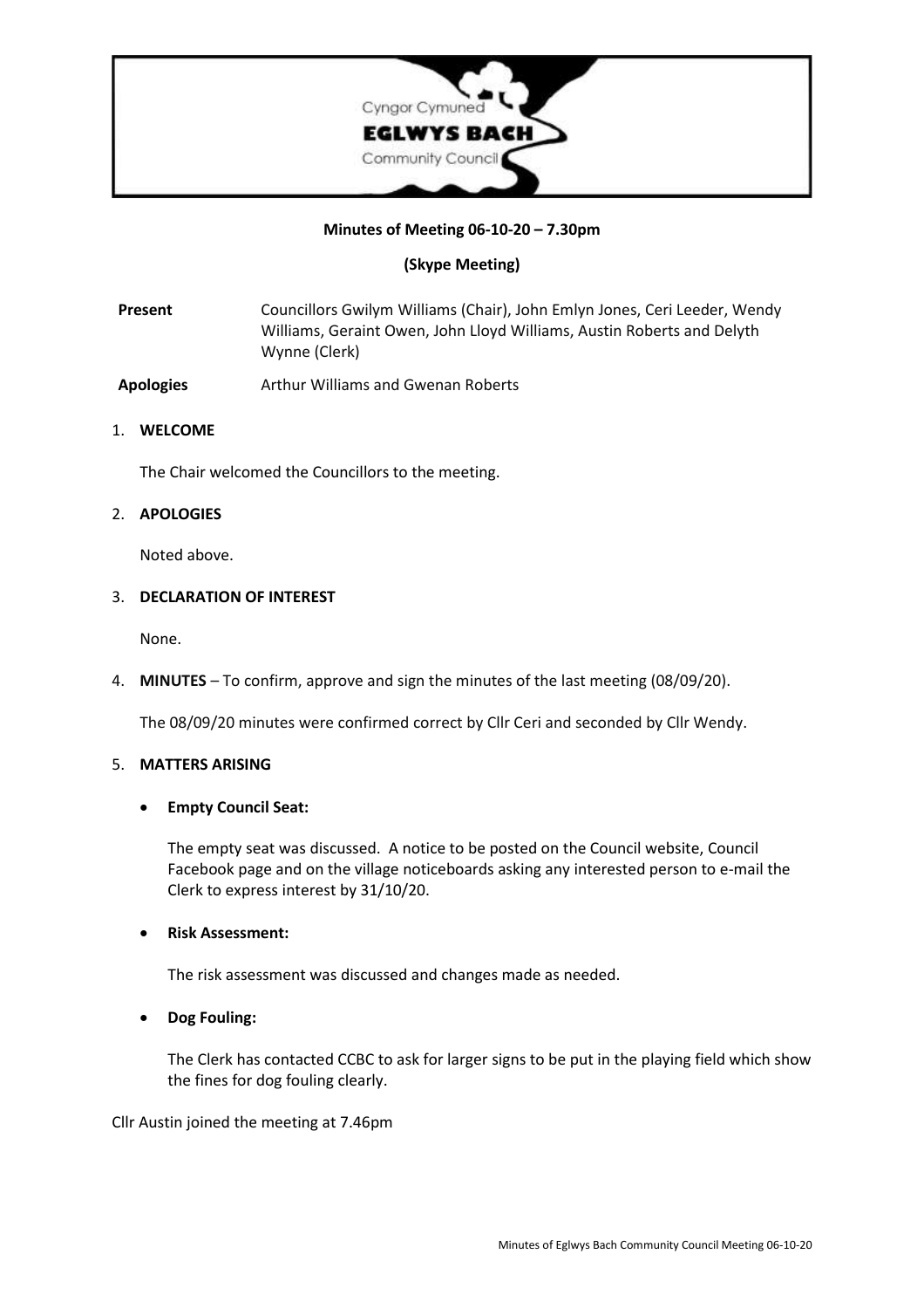Cyngor Cymuned
**EGLWYS BACH**
Community Council

**Minutes of Meeting 06-10-20 – 7.30pm**

**(Skype Meeting)**

**Present** Councillors Gwilym Williams (Chair), John Emlyn Jones, Ceri Leeder, Wendy Williams, Geraint Owen, John Lloyd Williams, Austin Roberts and Delyth Wynne (Clerk)

**Apologies** Arthur Williams and Gwenan Roberts

1. **WELCOME**

   The Chair welcomed the Councillors to the meeting.

2. **APOLOGIES**

   Noted above.

3. **DECLARATION OF INTEREST**

   None.

4. **MINUTES** – To confirm, approve and sign the minutes of the last meeting (08/09/20).

   The 08/09/20 minutes were confirmed correct by Cllr Ceri and seconded by Cllr Wendy.

5. **MATTERS ARISING**

   - **Empty Council Seat:**

     The empty seat was discussed. A notice to be posted on the Council website, Council Facebook page and on the village noticeboards asking any interested person to e-mail the Clerk to express interest by 31/10/20.

   - **Risk Assessment:**

     The risk assessment was discussed and changes made as needed.

   - **Dog Fouling:**

     The Clerk has contacted CCBC to ask for larger signs to be put in the playing field which show the fines for dog fouling clearly.

Cllr Austin joined the meeting at 7.46pm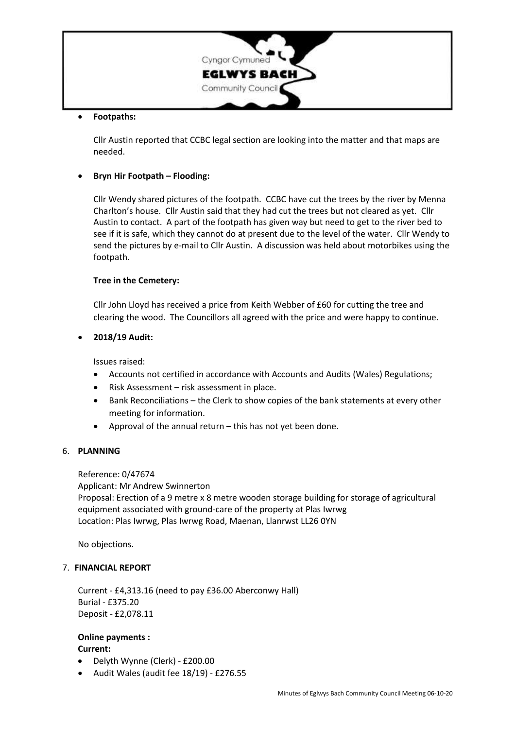- **Footpaths:**

  Cllr Austin reported that CCBC legal section are looking into the matter and that maps are needed.

- **Bryn Hir Footpath – Flooding:**

  Cllr Wendy shared pictures of the footpath. CCBC have cut the trees by the river by Menna Charlton's house. Cllr Austin said that they had cut the trees but not cleared as yet. Cllr Austin to contact. A part of the footpath has given way but need to get to the river bed to see if it is safe, which they cannot do at present due to the level of the water. Cllr Wendy to send the pictures by e-mail to Cllr Austin. A discussion was held about motorbikes using the footpath.

  **Tree in the Cemetery:**

  Cllr John Lloyd has received a price from Keith Webber of £60 for cutting the tree and clearing the wood. The Councillors all agreed with the price and were happy to continue.

- **2018/19 Audit:**

  Issues raised:
  - Accounts not certified in accordance with Accounts and Audits (Wales) Regulations;
  - Risk Assessment – risk assessment in place.
  - Bank Reconciliations – the Clerk to show copies of the bank statements at every other meeting for information.
  - Approval of the annual return – this has not yet been done.

6. **PLANNING**

   Reference: 0/47674
   Applicant: Mr Andrew Swinnerton
   Proposal: Erection of a 9 metre x 8 metre wooden storage building for storage of agricultural equipment associated with ground-care of the property at Plas Iwrwg
   Location: Plas Iwrwg, Plas Iwrwg Road, Maenan, Llanrwst LL26 0YN

   No objections.

7. **FINANCIAL REPORT**

   Current - £4,313.16 (need to pay £36.00 Aberconwy Hall)
   Burial - £375.20
   Deposit - £2,078.11

   **Online payments :**
   **Current:**
   - Delyth Wynne (Clerk) - £200.00
   - Audit Wales (audit fee 18/19) - £276.55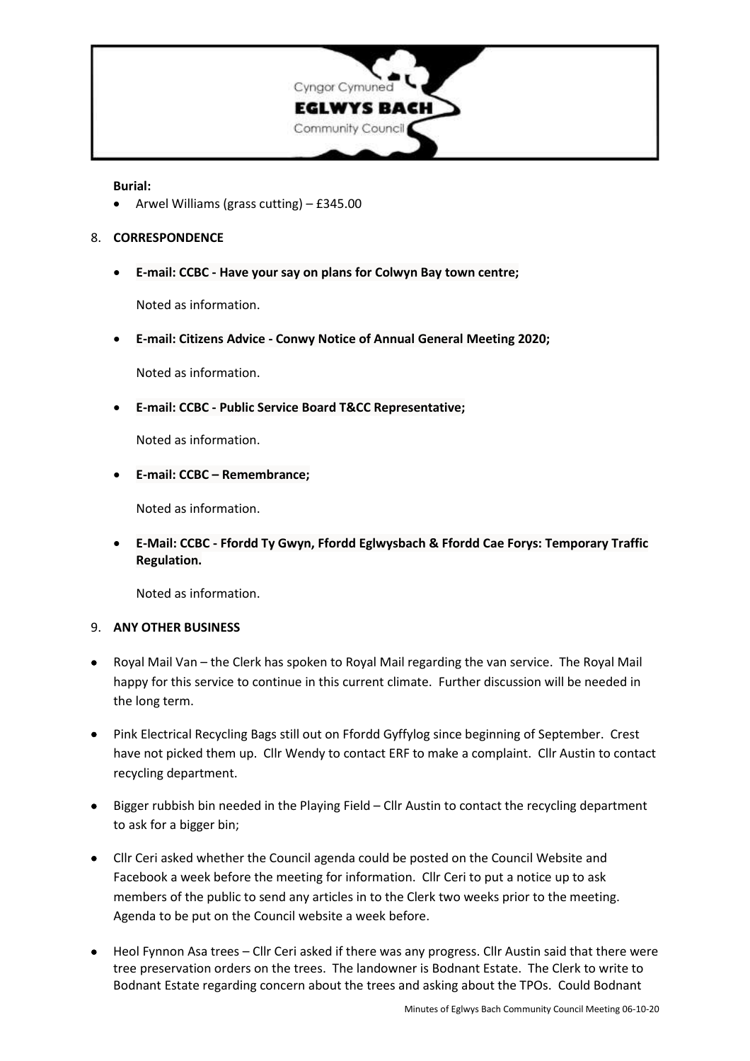**Burial:**

- Arwel Williams (grass cutting) – £345.00

8. **CORRESPONDENCE**

- **E-mail: CCBC - Have your say on plans for Colwyn Bay town centre;**

  Noted as information.

- **E-mail: Citizens Advice - Conwy Notice of Annual General Meeting 2020;**

  Noted as information.

- **E-mail: CCBC - Public Service Board T&CC Representative;**

  Noted as information.

- **E-mail: CCBC – Remembrance;**

  Noted as information.

- **E-Mail: CCBC - Ffordd Ty Gwyn, Ffordd Eglwysbach & Ffordd Cae Forys: Temporary Traffic Regulation.**

  Noted as information.

9. **ANY OTHER BUSINESS**

- Royal Mail Van – the Clerk has spoken to Royal Mail regarding the van service. The Royal Mail happy for this service to continue in this current climate. Further discussion will be needed in the long term.
- Pink Electrical Recycling Bags still out on Ffordd Gyffylog since beginning of September. Crest have not picked them up. Cllr Wendy to contact ERF to make a complaint. Cllr Austin to contact recycling department.
- Bigger rubbish bin needed in the Playing Field – Cllr Austin to contact the recycling department to ask for a bigger bin;
- Cllr Ceri asked whether the Council agenda could be posted on the Council Website and Facebook a week before the meeting for information. Cllr Ceri to put a notice up to ask members of the public to send any articles in to the Clerk two weeks prior to the meeting. Agenda to be put on the Council website a week before.
- Heol Fynnon Asa trees – Cllr Ceri asked if there was any progress. Cllr Austin said that there were tree preservation orders on the trees. The landowner is Bodnant Estate. The Clerk to write to Bodnant Estate regarding concern about the trees and asking about the TPOs. Could Bodnant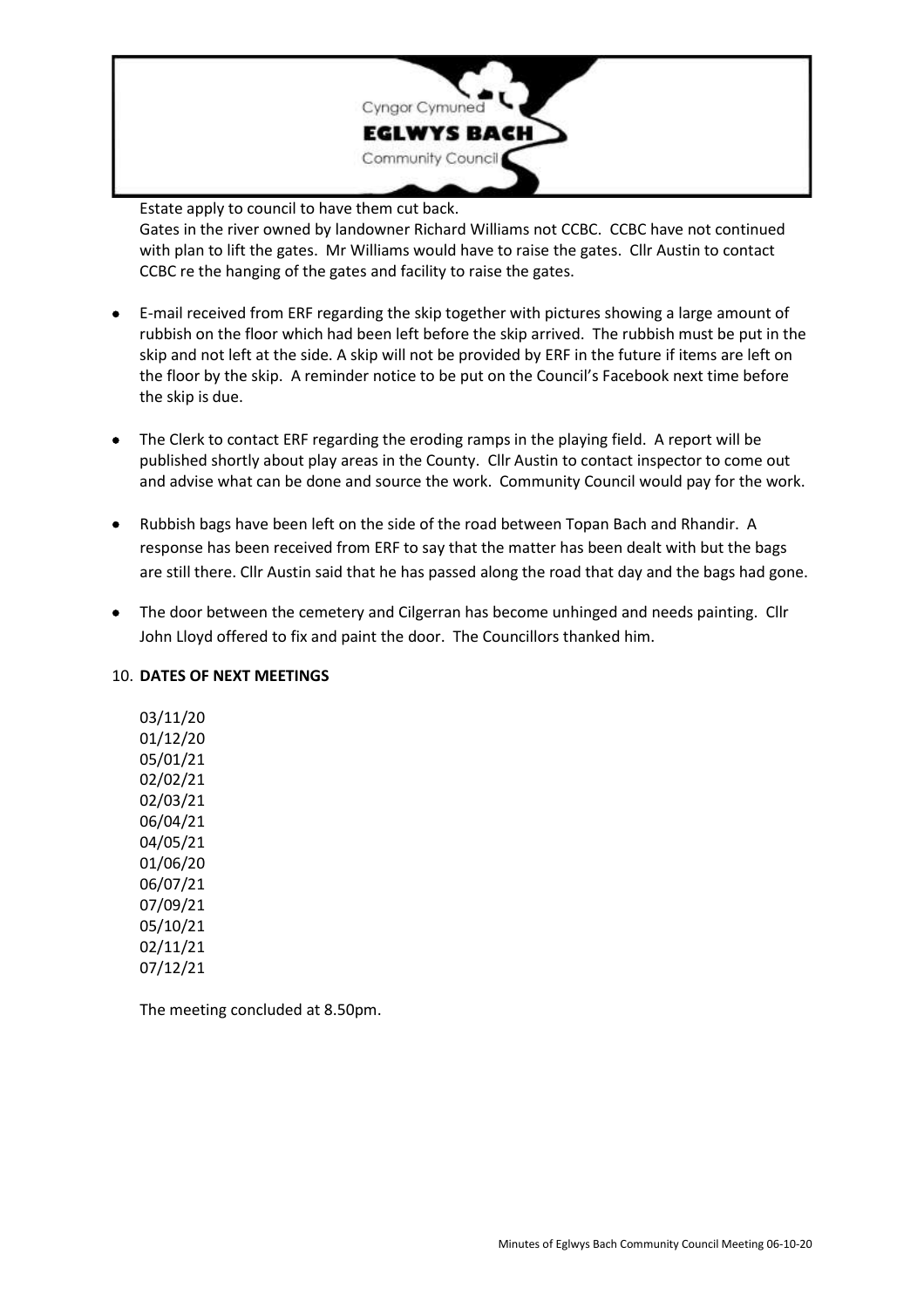Estate apply to council to have them cut back.
Gates in the river owned by landowner Richard Williams not CCBC. CCBC have not continued with plan to lift the gates. Mr Williams would have to raise the gates. Cllr Austin to contact CCBC re the hanging of the gates and facility to raise the gates.

- E-mail received from ERF regarding the skip together with pictures showing a large amount of rubbish on the floor which had been left before the skip arrived. The rubbish must be put in the skip and not left at the side. A skip will not be provided by ERF in the future if items are left on the floor by the skip. A reminder notice to be put on the Council's Facebook next time before the skip is due.

- The Clerk to contact ERF regarding the eroding ramps in the playing field. A report will be published shortly about play areas in the County. Cllr Austin to contact inspector to come out and advise what can be done and source the work. Community Council would pay for the work.

- Rubbish bags have been left on the side of the road between Topan Bach and Rhandir. A response has been received from ERF to say that the matter has been dealt with but the bags are still there. Cllr Austin said that he has passed along the road that day and the bags had gone.

- The door between the cemetery and Cilgerran has become unhinged and needs painting. Cllr John Lloyd offered to fix and paint the door. The Councillors thanked him.

10. **DATES OF NEXT MEETINGS**

03/11/20
01/12/20
05/01/21
02/02/21
02/03/21
06/04/21
04/05/21
01/06/20
06/07/21
07/09/21
05/10/21
02/11/21
07/12/21

The meeting concluded at 8.50pm.